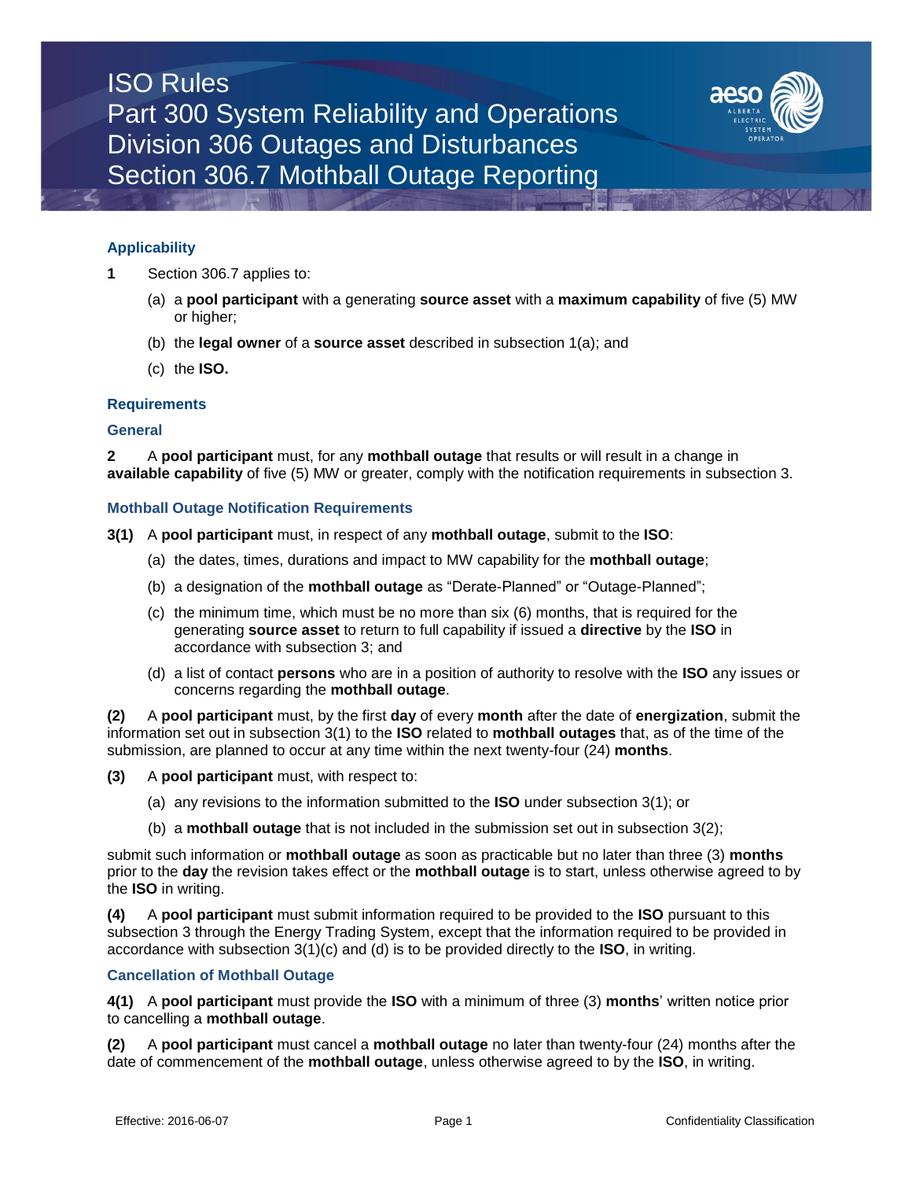# ISO Rules
# Part 300 System Reliability and Operations
# Division 306 Outages and Disturbances
# Section 306.7 Mothball Outage Reporting

### Applicability

**1** Section 306.7 applies to:

(a) a **pool participant** with a generating **source asset** with a **maximum capability** of five (5) MW or higher;

(b) the **legal owner** of a **source asset** described in subsection 1(a); and

(c) the **ISO.**

### Requirements

### General

**2** A **pool participant** must, for any **mothball outage** that results or will result in a change in **available capability** of five (5) MW or greater, comply with the notification requirements in subsection 3.

### Mothball Outage Notification Requirements

**3(1)** A **pool participant** must, in respect of any **mothball outage**, submit to the **ISO**:

(a) the dates, times, durations and impact to MW capability for the **mothball outage**;

(b) a designation of the **mothball outage** as "Derate-Planned" or "Outage-Planned";

(c) the minimum time, which must be no more than six (6) months, that is required for the generating **source asset** to return to full capability if issued a **directive** by the **ISO** in accordance with subsection 3; and

(d) a list of contact **persons** who are in a position of authority to resolve with the **ISO** any issues or concerns regarding the **mothball outage**.

**(2)** A **pool participant** must, by the first **day** of every **month** after the date of **energization**, submit the information set out in subsection 3(1) to the **ISO** related to **mothball outages** that, as of the time of the submission, are planned to occur at any time within the next twenty-four (24) **months**.

**(3)** A **pool participant** must, with respect to:

(a) any revisions to the information submitted to the **ISO** under subsection 3(1); or

(b) a **mothball outage** that is not included in the submission set out in subsection 3(2);

submit such information or **mothball outage** as soon as practicable but no later than three (3) **months** prior to the **day** the revision takes effect or the **mothball outage** is to start, unless otherwise agreed to by the **ISO** in writing.

**(4)** A **pool participant** must submit information required to be provided to the **ISO** pursuant to this subsection 3 through the Energy Trading System, except that the information required to be provided in accordance with subsection 3(1)(c) and (d) is to be provided directly to the **ISO**, in writing.

### Cancellation of Mothball Outage

**4(1)** A **pool participant** must provide the **ISO** with a minimum of three (3) **months**' written notice prior to cancelling a **mothball outage**.

**(2)** A **pool participant** must cancel a **mothball outage** no later than twenty-four (24) months after the date of commencement of the **mothball outage**, unless otherwise agreed to by the **ISO**, in writing.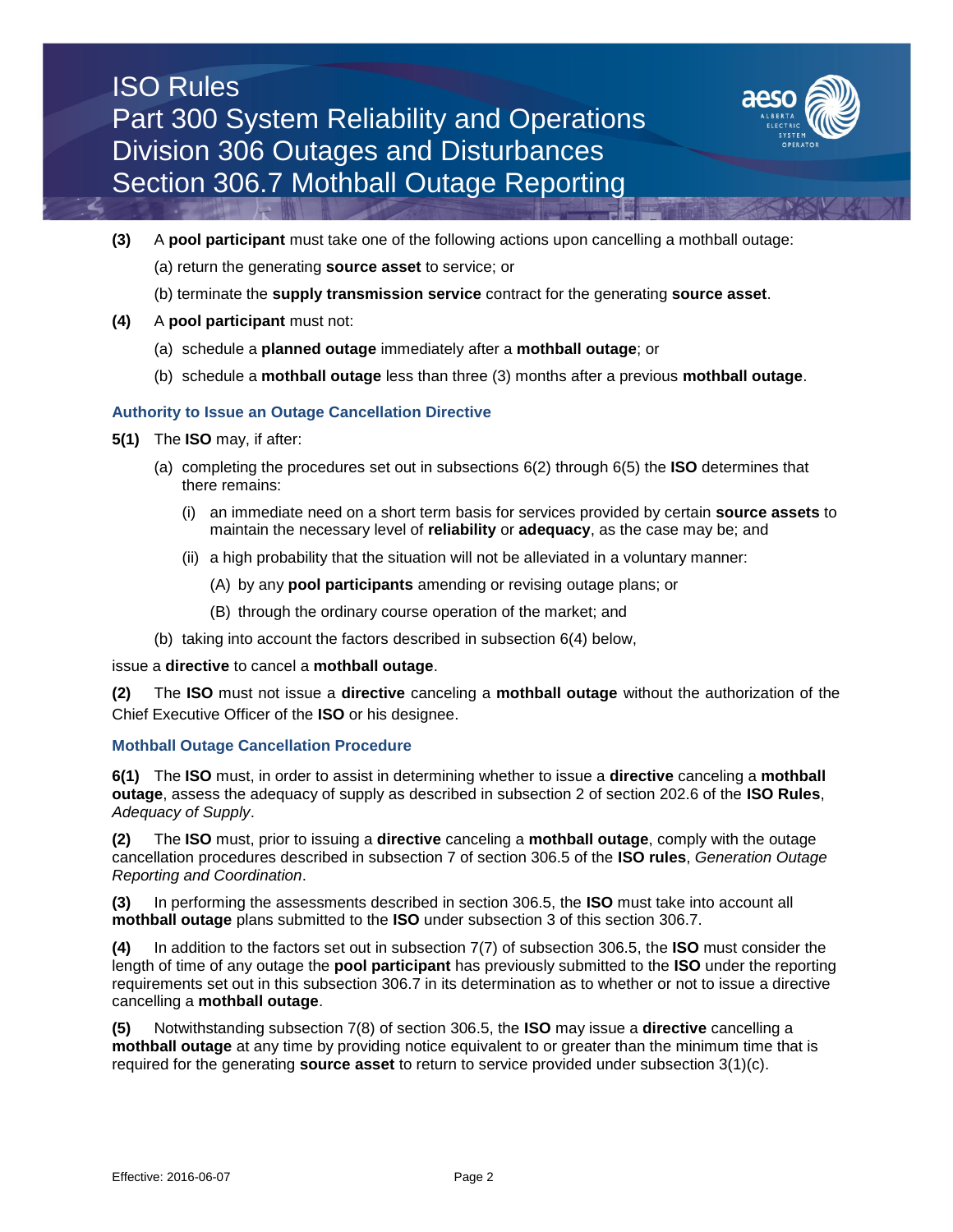**(3)** A **pool participant** must take one of the following actions upon cancelling a mothball outage:

(a) return the generating **source asset** to service; or

(b) terminate the **supply transmission service** contract for the generating **source asset**.

**(4)** A **pool participant** must not:

(a) schedule a **planned outage** immediately after a **mothball outage**; or

(b) schedule a **mothball outage** less than three (3) months after a previous **mothball outage**.

### Authority to Issue an Outage Cancellation Directive

**5(1)** The **ISO** may, if after:

(a) completing the procedures set out in subsections 6(2) through 6(5) the **ISO** determines that there remains:

(i) an immediate need on a short term basis for services provided by certain **source assets** to maintain the necessary level of **reliability** or **adequacy**, as the case may be; and

(ii) a high probability that the situation will not be alleviated in a voluntary manner:

(A) by any **pool participants** amending or revising outage plans; or

(B) through the ordinary course operation of the market; and

(b) taking into account the factors described in subsection 6(4) below,

issue a **directive** to cancel a **mothball outage**.

**(2)** The **ISO** must not issue a **directive** canceling a **mothball outage** without the authorization of the Chief Executive Officer of the **ISO** or his designee.

### Mothball Outage Cancellation Procedure

**6(1)** The **ISO** must, in order to assist in determining whether to issue a **directive** canceling a **mothball outage**, assess the adequacy of supply as described in subsection 2 of section 202.6 of the **ISO Rules**, *Adequacy of Supply*.

**(2)** The **ISO** must, prior to issuing a **directive** canceling a **mothball outage**, comply with the outage cancellation procedures described in subsection 7 of section 306.5 of the **ISO rules**, *Generation Outage Reporting and Coordination*.

**(3)** In performing the assessments described in section 306.5, the **ISO** must take into account all **mothball outage** plans submitted to the **ISO** under subsection 3 of this section 306.7.

**(4)** In addition to the factors set out in subsection 7(7) of subsection 306.5, the **ISO** must consider the length of time of any outage the **pool participant** has previously submitted to the **ISO** under the reporting requirements set out in this subsection 306.7 in its determination as to whether or not to issue a directive cancelling a **mothball outage**.

**(5)** Notwithstanding subsection 7(8) of section 306.5, the **ISO** may issue a **directive** cancelling a **mothball outage** at any time by providing notice equivalent to or greater than the minimum time that is required for the generating **source asset** to return to service provided under subsection 3(1)(c).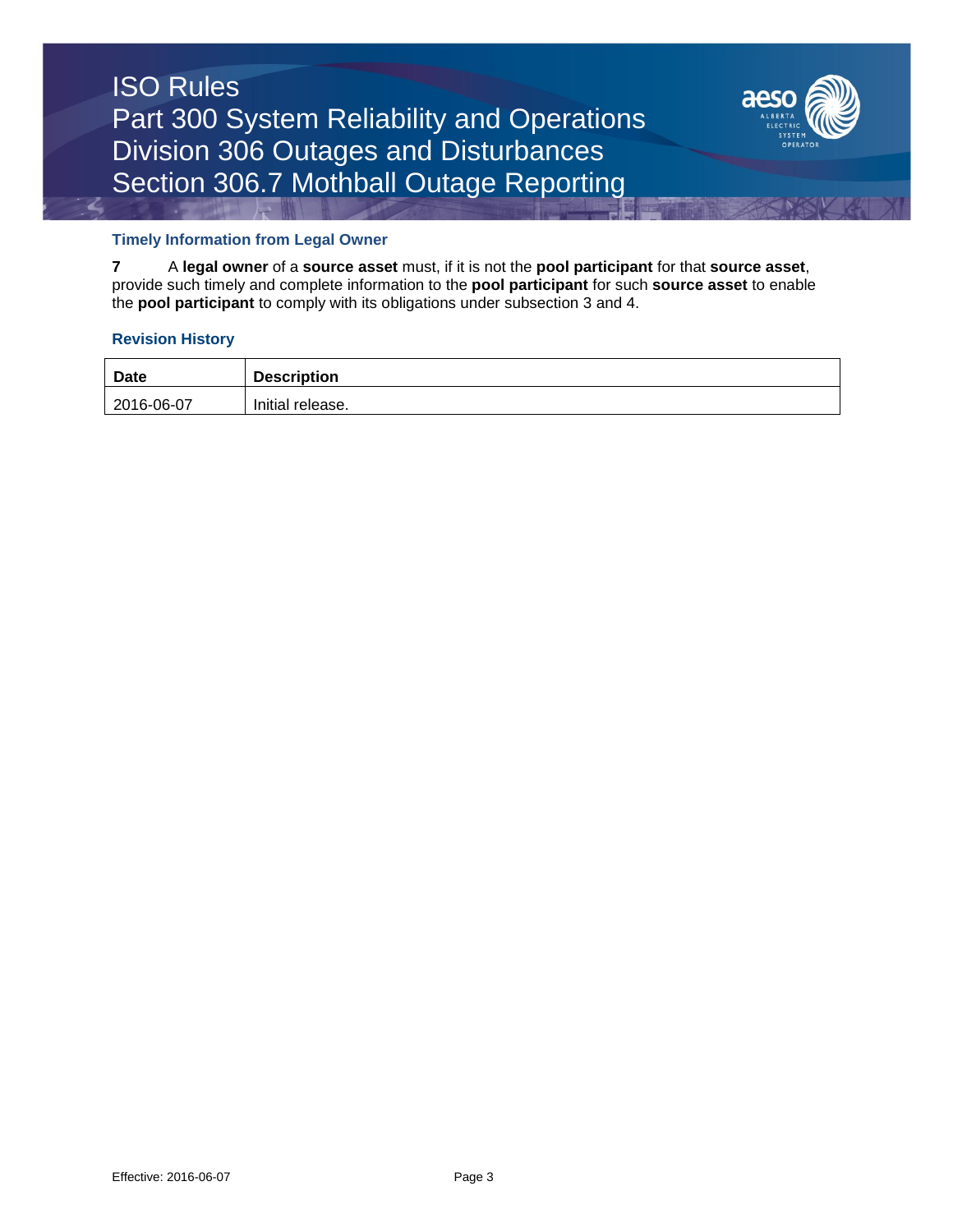### Timely Information from Legal Owner

**7** A **legal owner** of a **source asset** must, if it is not the **pool participant** for that **source asset**, provide such timely and complete information to the **pool participant** for such **source asset** to enable the **pool participant** to comply with its obligations under subsection 3 and 4.

### Revision History

| Date | Description |
| --- | --- |
| 2016-06-07 | Initial release. |